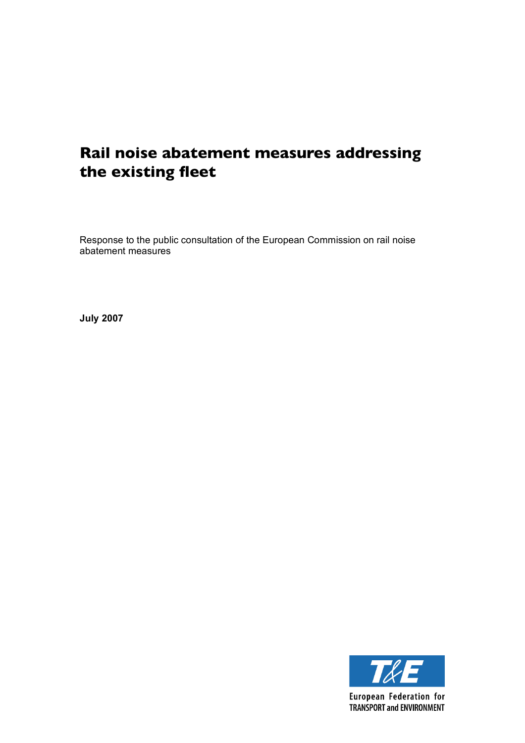# Rail noise abatement measures addressing the existing fleet

Response to the public consultation of the European Commission on rail noise abatement measures

**July 2007**

European Federation for TRANSPORT and ENVIRONMENT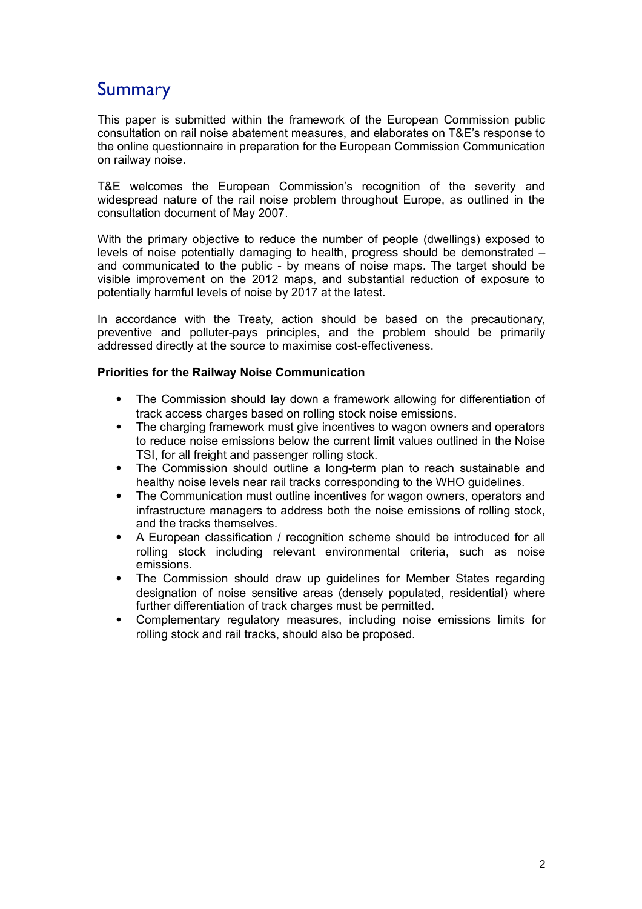# Summary

This paper is submitted within the framework of the European Commission public consultation on rail noise abatement measures, and elaborates on T&E's response to the online questionnaire in preparation for the European Commission Communication on railway noise.

T&E welcomes the European Commission's recognition of the severity and widespread nature of the rail noise problem throughout Europe, as outlined in the consultation document of May 2007.

With the primary objective to reduce the number of people (dwellings) exposed to levels of noise potentially damaging to health, progress should be demonstrated – and communicated to the public - by means of noise maps. The target should be visible improvement on the 2012 maps, and substantial reduction of exposure to potentially harmful levels of noise by 2017 at the latest.

In accordance with the Treaty, action should be based on the precautionary, preventive and polluter-pays principles, and the problem should be primarily addressed directly at the source to maximise cost-effectiveness.

**Priorities for the Railway Noise Communication**

- The Commission should lay down a framework allowing for differentiation of track access charges based on rolling stock noise emissions.
- The charging framework must give incentives to wagon owners and operators to reduce noise emissions below the current limit values outlined in the Noise TSI, for all freight and passenger rolling stock.
- The Commission should outline a long-term plan to reach sustainable and healthy noise levels near rail tracks corresponding to the WHO guidelines.
- The Communication must outline incentives for wagon owners, operators and infrastructure managers to address both the noise emissions of rolling stock, and the tracks themselves.
- A European classification / recognition scheme should be introduced for all rolling stock including relevant environmental criteria, such as noise emissions.
- The Commission should draw up guidelines for Member States regarding designation of noise sensitive areas (densely populated, residential) where further differentiation of track charges must be permitted.
- Complementary regulatory measures, including noise emissions limits for rolling stock and rail tracks, should also be proposed.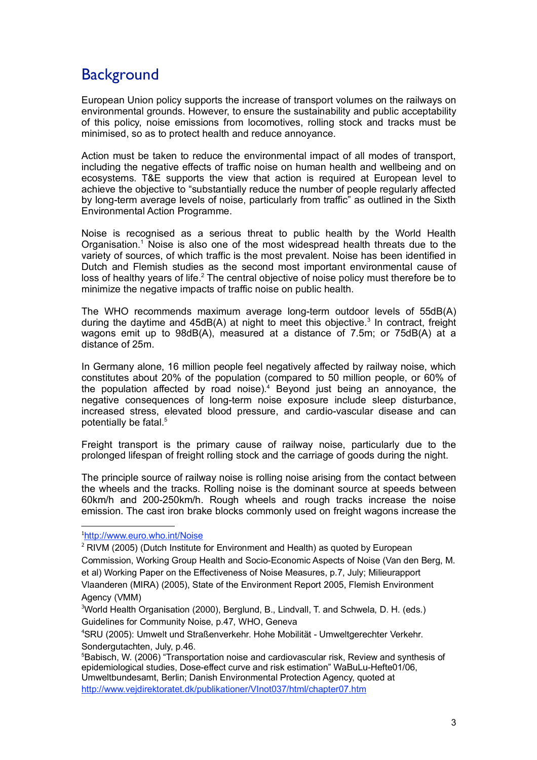# Background

European Union policy supports the increase of transport volumes on the railways on environmental grounds. However, to ensure the sustainability and public acceptability of this policy, noise emissions from locomotives, rolling stock and tracks must be minimised, so as to protect health and reduce annoyance.

Action must be taken to reduce the environmental impact of all modes of transport, including the negative effects of traffic noise on human health and wellbeing and on ecosystems. T&E supports the view that action is required at European level to achieve the objective to "substantially reduce the number of people regularly affected by long-term average levels of noise, particularly from traffic" as outlined in the Sixth Environmental Action Programme.

Noise is recognised as a serious threat to public health by the World Health Organisation.[1] Noise is also one of the most widespread health threats due to the variety of sources, of which traffic is the most prevalent. Noise has been identified in Dutch and Flemish studies as the second most important environmental cause of loss of healthy years of life.[2] The central objective of noise policy must therefore be to minimize the negative impacts of traffic noise on public health.

The WHO recommends maximum average long-term outdoor levels of 55dB(A) during the daytime and 45dB(A) at night to meet this objective.[3] In contract, freight wagons emit up to 98dB(A), measured at a distance of 7.5m; or 75dB(A) at a distance of 25m.

In Germany alone, 16 million people feel negatively affected by railway noise, which constitutes about 20% of the population (compared to 50 million people, or 60% of the population affected by road noise).[4] Beyond just being an annoyance, the negative consequences of long-term noise exposure include sleep disturbance, increased stress, elevated blood pressure, and cardio-vascular disease and can potentially be fatal.[5]

Freight transport is the primary cause of railway noise, particularly due to the prolonged lifespan of freight rolling stock and the carriage of goods during the night.

The principle source of railway noise is rolling noise arising from the contact between the wheels and the tracks. Rolling noise is the dominant source at speeds between 60km/h and 200-250km/h. Rough wheels and rough tracks increase the noise emission. The cast iron brake blocks commonly used on freight wagons increase the

---

[1] http://www.euro.who.int/Noise

[2] RIVM (2005) (Dutch Institute for Environment and Health) as quoted by European Commission, Working Group Health and Socio-Economic Aspects of Noise (Van den Berg, M. et al) Working Paper on the Effectiveness of Noise Measures, p.7, July; Milieurapport Vlaanderen (MIRA) (2005), State of the Environment Report 2005, Flemish Environment Agency (VMM)

[3] World Health Organisation (2000), Berglund, B., Lindvall, T. and Schwela, D. H. (eds.) Guidelines for Community Noise, p.47, WHO, Geneva

[4] SRU (2005): Umwelt und Straßenverkehr. Hohe Mobilität - Umweltgerechter Verkehr. Sondergutachten, July, p.46.

[5] Babisch, W. (2006) "Transportation noise and cardiovascular risk, Review and synthesis of epidemiological studies, Dose-effect curve and risk estimation" WaBuLu-Hefte01/06, Umweltbundesamt, Berlin; Danish Environmental Protection Agency, quoted at http://www.vejdirektoratet.dk/publikationer/VInot037/html/chapter07.htm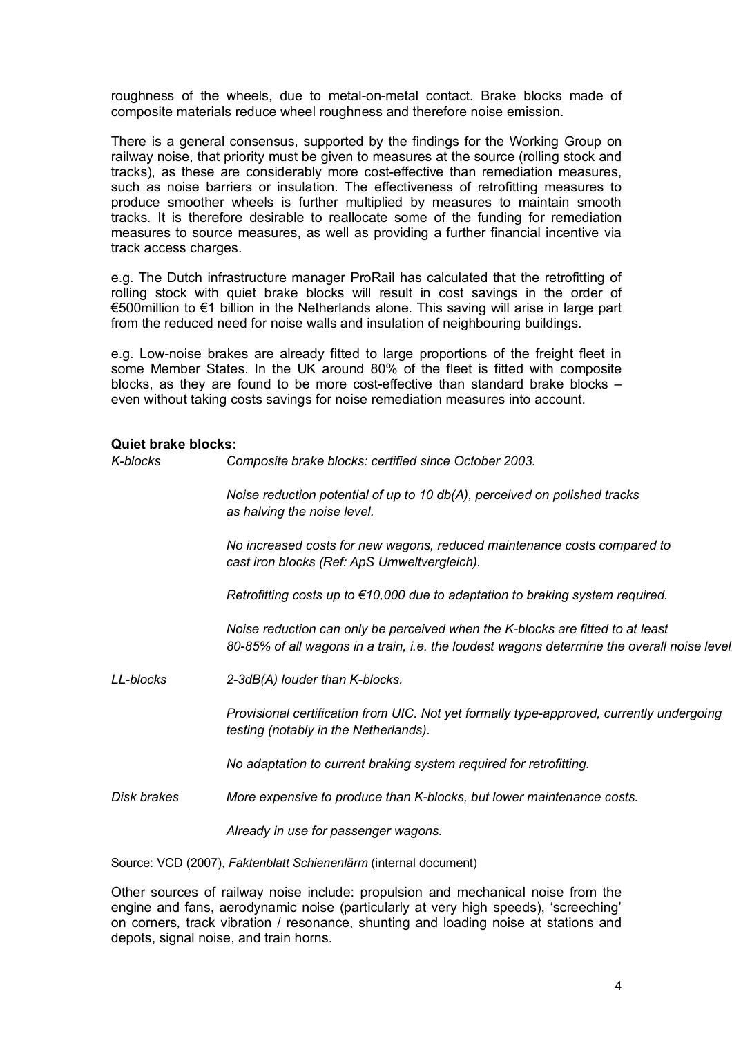roughness of the wheels, due to metal-on-metal contact. Brake blocks made of composite materials reduce wheel roughness and therefore noise emission.

There is a general consensus, supported by the findings for the Working Group on railway noise, that priority must be given to measures at the source (rolling stock and tracks), as these are considerably more cost-effective than remediation measures, such as noise barriers or insulation. The effectiveness of retrofitting measures to produce smoother wheels is further multiplied by measures to maintain smooth tracks. It is therefore desirable to reallocate some of the funding for remediation measures to source measures, as well as providing a further financial incentive via track access charges.

e.g. The Dutch infrastructure manager ProRail has calculated that the retrofitting of rolling stock with quiet brake blocks will result in cost savings in the order of €500million to €1 billion in the Netherlands alone. This saving will arise in large part from the reduced need for noise walls and insulation of neighbouring buildings.

e.g. Low-noise brakes are already fitted to large proportions of the freight fleet in some Member States. In the UK around 80% of the fleet is fitted with composite blocks, as they are found to be more cost-effective than standard brake blocks – even without taking costs savings for noise remediation measures into account.

**Quiet brake blocks:**

| | |
|---|---|
| *K-blocks* | *Composite brake blocks: certified since October 2003.* |
| | *Noise reduction potential of up to 10 db(A), perceived on polished tracks as halving the noise level.* |
| | *No increased costs for new wagons, reduced maintenance costs compared to cast iron blocks (Ref: ApS Umweltvergleich).* |
| | *Retrofitting costs up to €10,000 due to adaptation to braking system required.* |
| | *Noise reduction can only be perceived when the K-blocks are fitted to at least 80-85% of all wagons in a train, i.e. the loudest wagons determine the overall noise level* |
| *LL-blocks* | *2-3dB(A) louder than K-blocks.* |
| | *Provisional certification from UIC. Not yet formally type-approved, currently undergoing testing (notably in the Netherlands).* |
| | *No adaptation to current braking system required for retrofitting.* |
| *Disk brakes* | *More expensive to produce than K-blocks, but lower maintenance costs.* |
| | *Already in use for passenger wagons.* |

Source: VCD (2007), *Faktenblatt Schienenlärm* (internal document)

Other sources of railway noise include: propulsion and mechanical noise from the engine and fans, aerodynamic noise (particularly at very high speeds), 'screeching' on corners, track vibration / resonance, shunting and loading noise at stations and depots, signal noise, and train horns.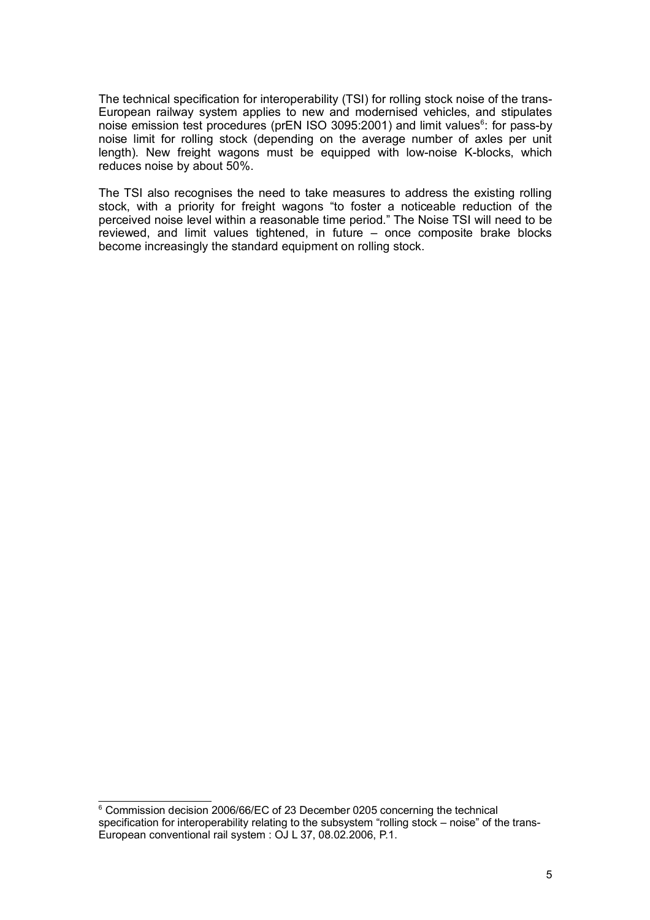The technical specification for interoperability (TSI) for rolling stock noise of the trans-European railway system applies to new and modernised vehicles, and stipulates noise emission test procedures (prEN ISO 3095:2001) and limit values[6]: for pass-by noise limit for rolling stock (depending on the average number of axles per unit length). New freight wagons must be equipped with low-noise K-blocks, which reduces noise by about 50%.

The TSI also recognises the need to take measures to address the existing rolling stock, with a priority for freight wagons "to foster a noticeable reduction of the perceived noise level within a reasonable time period." The Noise TSI will need to be reviewed, and limit values tightened, in future – once composite brake blocks become increasingly the standard equipment on rolling stock.

---

[6] Commission decision 2006/66/EC of 23 December 0205 concerning the technical specification for interoperability relating to the subsystem "rolling stock – noise" of the trans-European conventional rail system : OJ L 37, 08.02.2006, P.1.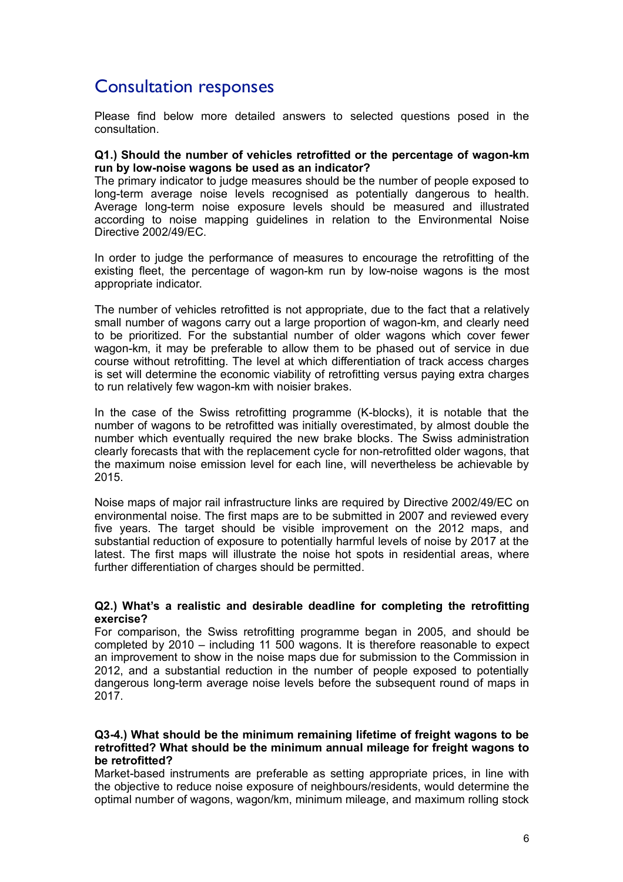# Consultation responses

Please find below more detailed answers to selected questions posed in the consultation.

**Q1.) Should the number of vehicles retrofitted or the percentage of wagon-km run by low-noise wagons be used as an indicator?**

The primary indicator to judge measures should be the number of people exposed to long-term average noise levels recognised as potentially dangerous to health. Average long-term noise exposure levels should be measured and illustrated according to noise mapping guidelines in relation to the Environmental Noise Directive 2002/49/EC.

In order to judge the performance of measures to encourage the retrofitting of the existing fleet, the percentage of wagon-km run by low-noise wagons is the most appropriate indicator.

The number of vehicles retrofitted is not appropriate, due to the fact that a relatively small number of wagons carry out a large proportion of wagon-km, and clearly need to be prioritized. For the substantial number of older wagons which cover fewer wagon-km, it may be preferable to allow them to be phased out of service in due course without retrofitting. The level at which differentiation of track access charges is set will determine the economic viability of retrofitting versus paying extra charges to run relatively few wagon-km with noisier brakes.

In the case of the Swiss retrofitting programme (K-blocks), it is notable that the number of wagons to be retrofitted was initially overestimated, by almost double the number which eventually required the new brake blocks. The Swiss administration clearly forecasts that with the replacement cycle for non-retrofitted older wagons, that the maximum noise emission level for each line, will nevertheless be achievable by 2015.

Noise maps of major rail infrastructure links are required by Directive 2002/49/EC on environmental noise. The first maps are to be submitted in 2007 and reviewed every five years. The target should be visible improvement on the 2012 maps, and substantial reduction of exposure to potentially harmful levels of noise by 2017 at the latest. The first maps will illustrate the noise hot spots in residential areas, where further differentiation of charges should be permitted.

**Q2.) What's a realistic and desirable deadline for completing the retrofitting exercise?**

For comparison, the Swiss retrofitting programme began in 2005, and should be completed by 2010 – including 11 500 wagons. It is therefore reasonable to expect an improvement to show in the noise maps due for submission to the Commission in 2012, and a substantial reduction in the number of people exposed to potentially dangerous long-term average noise levels before the subsequent round of maps in 2017.

**Q3-4.) What should be the minimum remaining lifetime of freight wagons to be retrofitted? What should be the minimum annual mileage for freight wagons to be retrofitted?**

Market-based instruments are preferable as setting appropriate prices, in line with the objective to reduce noise exposure of neighbours/residents, would determine the optimal number of wagons, wagon/km, minimum mileage, and maximum rolling stock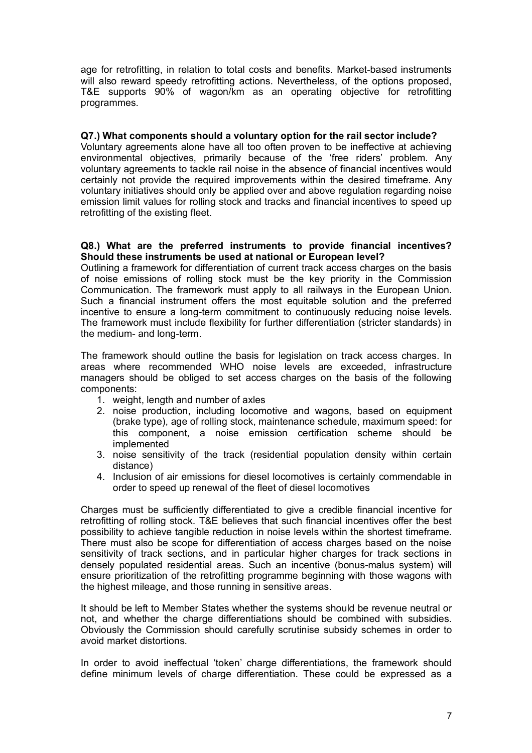age for retrofitting, in relation to total costs and benefits. Market-based instruments will also reward speedy retrofitting actions. Nevertheless, of the options proposed, T&E supports 90% of wagon/km as an operating objective for retrofitting programmes.

**Q7.) What components should a voluntary option for the rail sector include?**

Voluntary agreements alone have all too often proven to be ineffective at achieving environmental objectives, primarily because of the 'free riders' problem. Any voluntary agreements to tackle rail noise in the absence of financial incentives would certainly not provide the required improvements within the desired timeframe. Any voluntary initiatives should only be applied over and above regulation regarding noise emission limit values for rolling stock and tracks and financial incentives to speed up retrofitting of the existing fleet.

**Q8.) What are the preferred instruments to provide financial incentives? Should these instruments be used at national or European level?**

Outlining a framework for differentiation of current track access charges on the basis of noise emissions of rolling stock must be the key priority in the Commission Communication. The framework must apply to all railways in the European Union. Such a financial instrument offers the most equitable solution and the preferred incentive to ensure a long-term commitment to continuously reducing noise levels. The framework must include flexibility for further differentiation (stricter standards) in the medium- and long-term.

The framework should outline the basis for legislation on track access charges. In areas where recommended WHO noise levels are exceeded, infrastructure managers should be obliged to set access charges on the basis of the following components:

1. weight, length and number of axles
2. noise production, including locomotive and wagons, based on equipment (brake type), age of rolling stock, maintenance schedule, maximum speed: for this component, a noise emission certification scheme should be implemented
3. noise sensitivity of the track (residential population density within certain distance)
4. Inclusion of air emissions for diesel locomotives is certainly commendable in order to speed up renewal of the fleet of diesel locomotives

Charges must be sufficiently differentiated to give a credible financial incentive for retrofitting of rolling stock. T&E believes that such financial incentives offer the best possibility to achieve tangible reduction in noise levels within the shortest timeframe. There must also be scope for differentiation of access charges based on the noise sensitivity of track sections, and in particular higher charges for track sections in densely populated residential areas. Such an incentive (bonus-malus system) will ensure prioritization of the retrofitting programme beginning with those wagons with the highest mileage, and those running in sensitive areas.

It should be left to Member States whether the systems should be revenue neutral or not, and whether the charge differentiations should be combined with subsidies. Obviously the Commission should carefully scrutinise subsidy schemes in order to avoid market distortions.

In order to avoid ineffectual 'token' charge differentiations, the framework should define minimum levels of charge differentiation. These could be expressed as a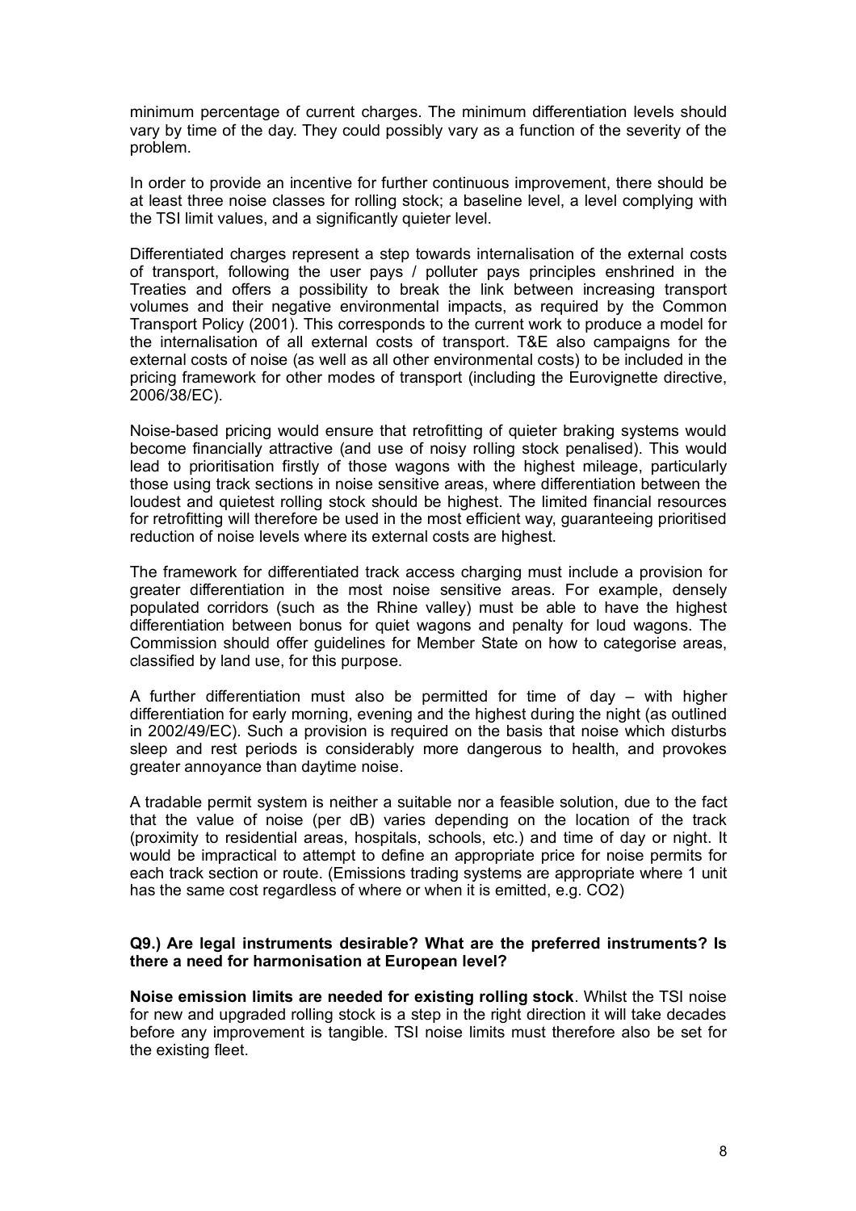minimum percentage of current charges. The minimum differentiation levels should vary by time of the day. They could possibly vary as a function of the severity of the problem.

In order to provide an incentive for further continuous improvement, there should be at least three noise classes for rolling stock; a baseline level, a level complying with the TSI limit values, and a significantly quieter level.

Differentiated charges represent a step towards internalisation of the external costs of transport, following the user pays / polluter pays principles enshrined in the Treaties and offers a possibility to break the link between increasing transport volumes and their negative environmental impacts, as required by the Common Transport Policy (2001). This corresponds to the current work to produce a model for the internalisation of all external costs of transport. T&E also campaigns for the external costs of noise (as well as all other environmental costs) to be included in the pricing framework for other modes of transport (including the Eurovignette directive, 2006/38/EC).

Noise-based pricing would ensure that retrofitting of quieter braking systems would become financially attractive (and use of noisy rolling stock penalised). This would lead to prioritisation firstly of those wagons with the highest mileage, particularly those using track sections in noise sensitive areas, where differentiation between the loudest and quietest rolling stock should be highest. The limited financial resources for retrofitting will therefore be used in the most efficient way, guaranteeing prioritised reduction of noise levels where its external costs are highest.

The framework for differentiated track access charging must include a provision for greater differentiation in the most noise sensitive areas. For example, densely populated corridors (such as the Rhine valley) must be able to have the highest differentiation between bonus for quiet wagons and penalty for loud wagons. The Commission should offer guidelines for Member State on how to categorise areas, classified by land use, for this purpose.

A further differentiation must also be permitted for time of day – with higher differentiation for early morning, evening and the highest during the night (as outlined in 2002/49/EC). Such a provision is required on the basis that noise which disturbs sleep and rest periods is considerably more dangerous to health, and provokes greater annoyance than daytime noise.

A tradable permit system is neither a suitable nor a feasible solution, due to the fact that the value of noise (per dB) varies depending on the location of the track (proximity to residential areas, hospitals, schools, etc.) and time of day or night. It would be impractical to attempt to define an appropriate price for noise permits for each track section or route. (Emissions trading systems are appropriate where 1 unit has the same cost regardless of where or when it is emitted, e.g. $CO_2$)

**Q9.) Are legal instruments desirable? What are the preferred instruments? Is there a need for harmonisation at European level?**

**Noise emission limits are needed for existing rolling stock**. Whilst the TSI noise for new and upgraded rolling stock is a step in the right direction it will take decades before any improvement is tangible. TSI noise limits must therefore also be set for the existing fleet.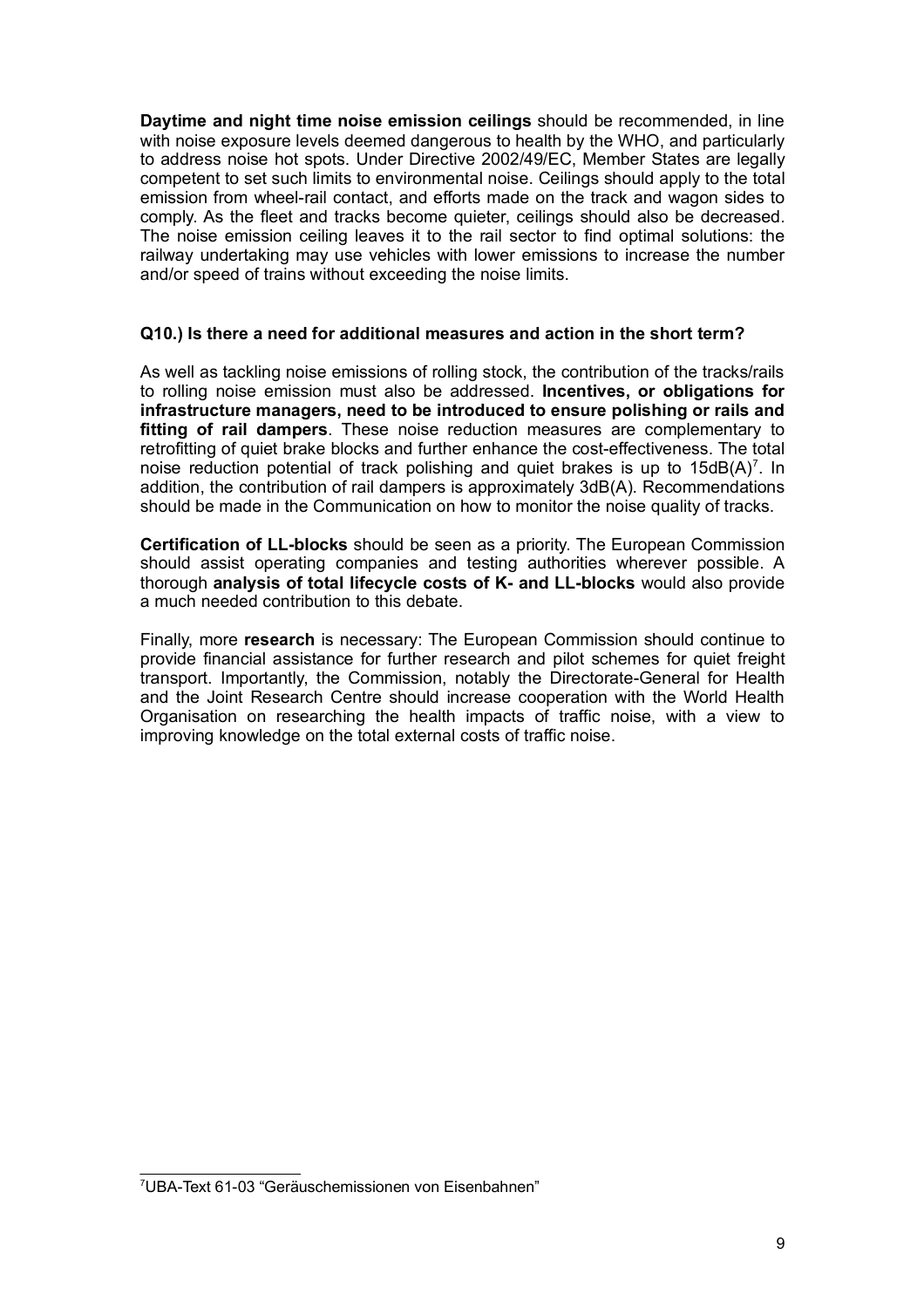**Daytime and night time noise emission ceilings** should be recommended, in line with noise exposure levels deemed dangerous to health by the WHO, and particularly to address noise hot spots. Under Directive 2002/49/EC, Member States are legally competent to set such limits to environmental noise. Ceilings should apply to the total emission from wheel-rail contact, and efforts made on the track and wagon sides to comply. As the fleet and tracks become quieter, ceilings should also be decreased. The noise emission ceiling leaves it to the rail sector to find optimal solutions: the railway undertaking may use vehicles with lower emissions to increase the number and/or speed of trains without exceeding the noise limits.

**Q10.) Is there a need for additional measures and action in the short term?**

As well as tackling noise emissions of rolling stock, the contribution of the tracks/rails to rolling noise emission must also be addressed. **Incentives, or obligations for infrastructure managers, need to be introduced to ensure polishing or rails and fitting of rail dampers**. These noise reduction measures are complementary to retrofitting of quiet brake blocks and further enhance the cost-effectiveness. The total noise reduction potential of track polishing and quiet brakes is up to 15dB(A)[7]. In addition, the contribution of rail dampers is approximately 3dB(A). Recommendations should be made in the Communication on how to monitor the noise quality of tracks.

**Certification of LL-blocks** should be seen as a priority. The European Commission should assist operating companies and testing authorities wherever possible. A thorough **analysis of total lifecycle costs of K- and LL-blocks** would also provide a much needed contribution to this debate.

Finally, more **research** is necessary: The European Commission should continue to provide financial assistance for further research and pilot schemes for quiet freight transport. Importantly, the Commission, notably the Directorate-General for Health and the Joint Research Centre should increase cooperation with the World Health Organisation on researching the health impacts of traffic noise, with a view to improving knowledge on the total external costs of traffic noise.

[7]UBA-Text 61-03 "Geräuschemissionen von Eisenbahnen"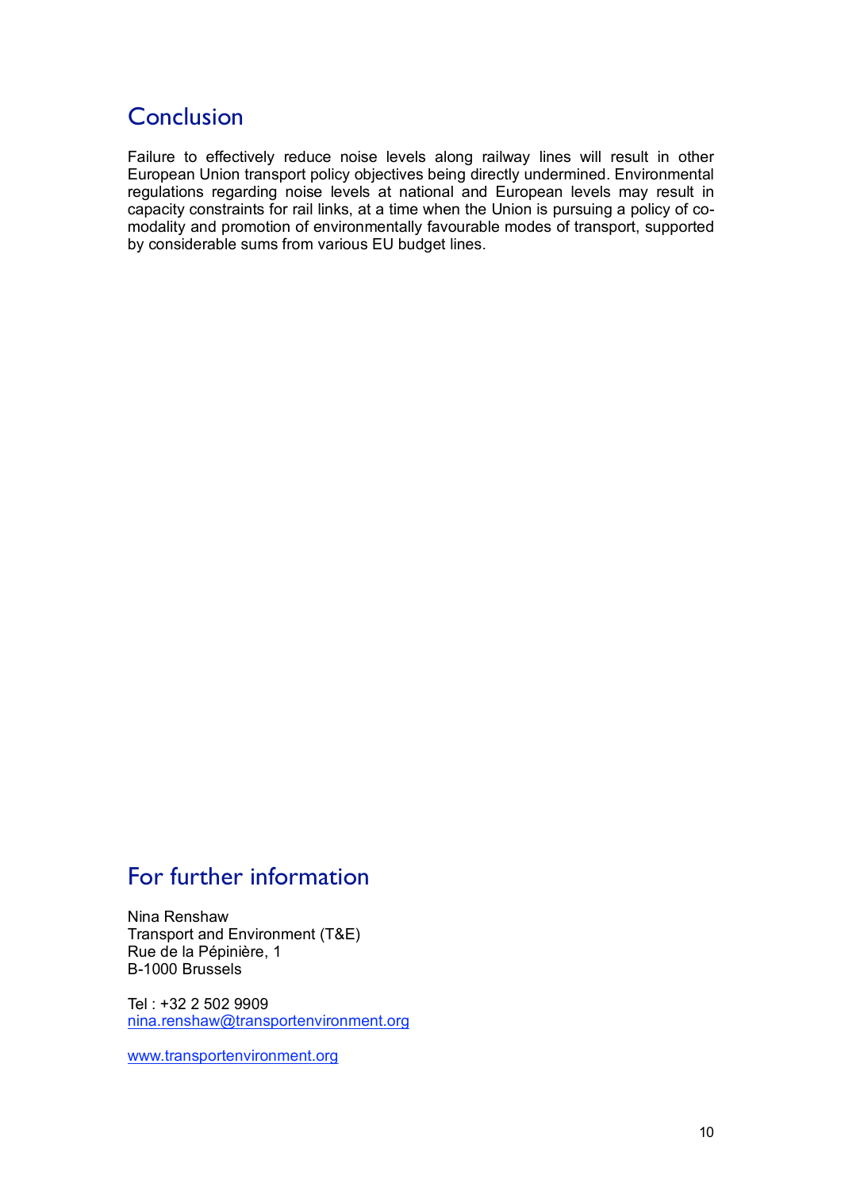## Conclusion

Failure to effectively reduce noise levels along railway lines will result in other European Union transport policy objectives being directly undermined. Environmental regulations regarding noise levels at national and European levels may result in capacity constraints for rail links, at a time when the Union is pursuing a policy of co-modality and promotion of environmentally favourable modes of transport, supported by considerable sums from various EU budget lines.

## For further information

Nina Renshaw
Transport and Environment (T&E)
Rue de la Pépinière, 1
B-1000 Brussels

Tel : +32 2 502 9909
nina.renshaw@transportenvironment.org

www.transportenvironment.org